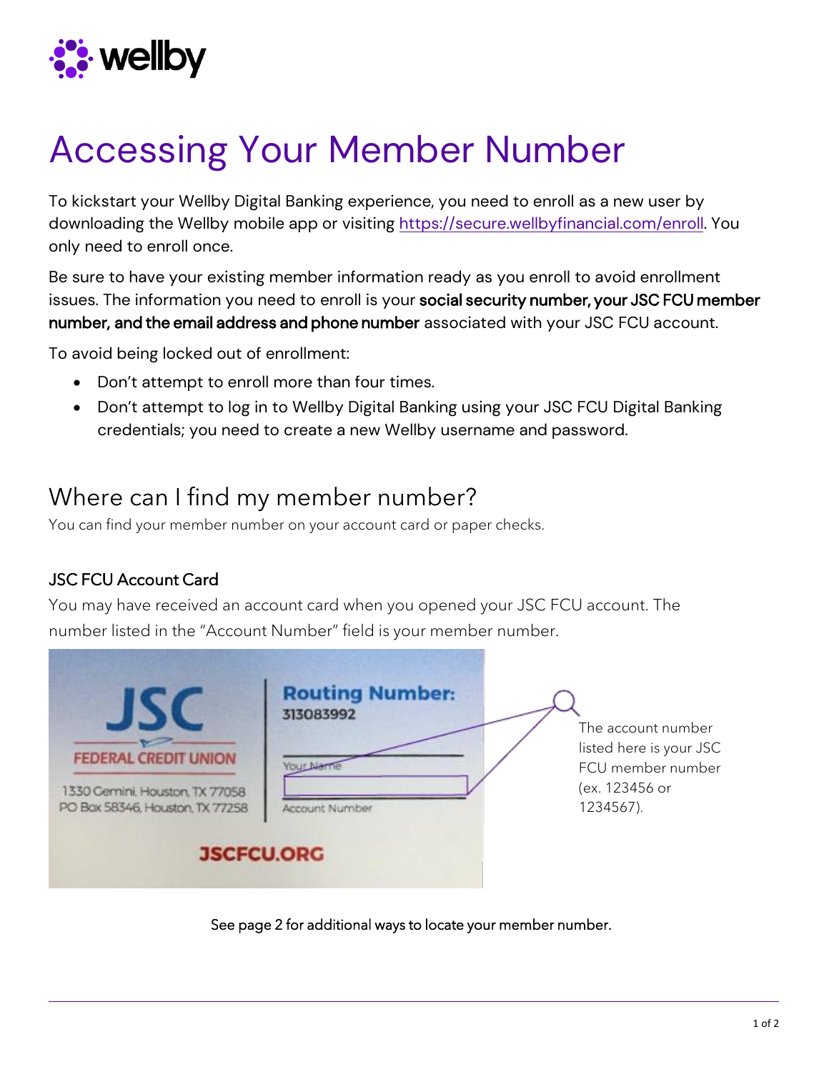# Accessing Your Member Number

To kickstart your Wellby Digital Banking experience, you need to enroll as a new user by downloading the Wellby mobile app or visiting https://secure.wellbyfinancial.com/enroll. You only need to enroll once.

Be sure to have your existing member information ready as you enroll to avoid enrollment issues. The information you need to enroll is your **social security number, your JSC FCU member number, and the email address and phone number** associated with your JSC FCU account.

To avoid being locked out of enrollment:

- Don't attempt to enroll more than four times.
- Don't attempt to log in to Wellby Digital Banking using your JSC FCU Digital Banking credentials; you need to create a new Wellby username and password.

## Where can I find my member number?

You can find your member number on your account card or paper checks.

### JSC FCU Account Card

You may have received an account card when you opened your JSC FCU account. The number listed in the "Account Number" field is your member number.

The account number listed here is your JSC FCU member number (ex. 123456 or 1234567).

See page 2 for additional ways to locate your member number.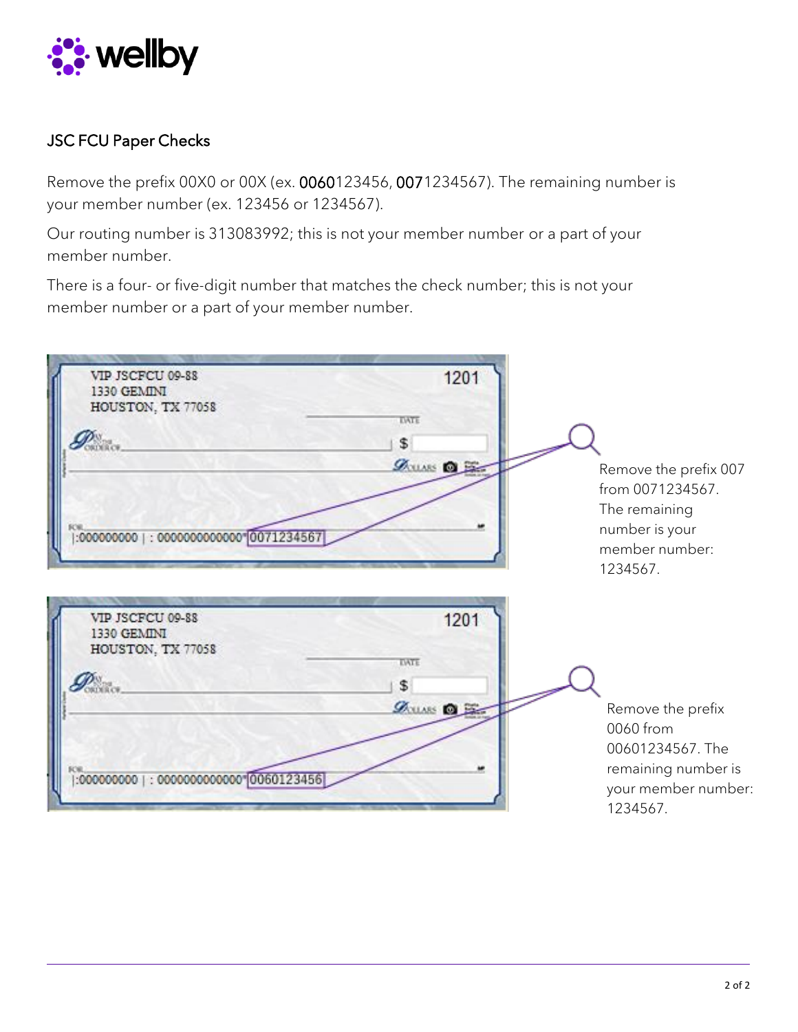## JSC FCU Paper Checks

Remove the prefix 00X0 or 00X (ex. **0060**123456, **007**1234567). The remaining number is your member number (ex. 123456 or 1234567).

Our routing number is 313083992; this is not your member number or a part of your member number.

There is a four- or five-digit number that matches the check number; this is not your member number or a part of your member number.

VIP JSCFCU 09-88
1330 GEMINI
HOUSTON, TX 77058

1201

|:000000000 | : 0000000000000" 0071234567

Remove the prefix 007 from 0071234567. The remaining number is your member number: 1234567.

VIP JSCFCU 09-88
1330 GEMINI
HOUSTON, TX 77058

1201

|:000000000 | : 0000000000000" 0060123456

Remove the prefix 0060 from 00601234567. The remaining number is your member number: 1234567.